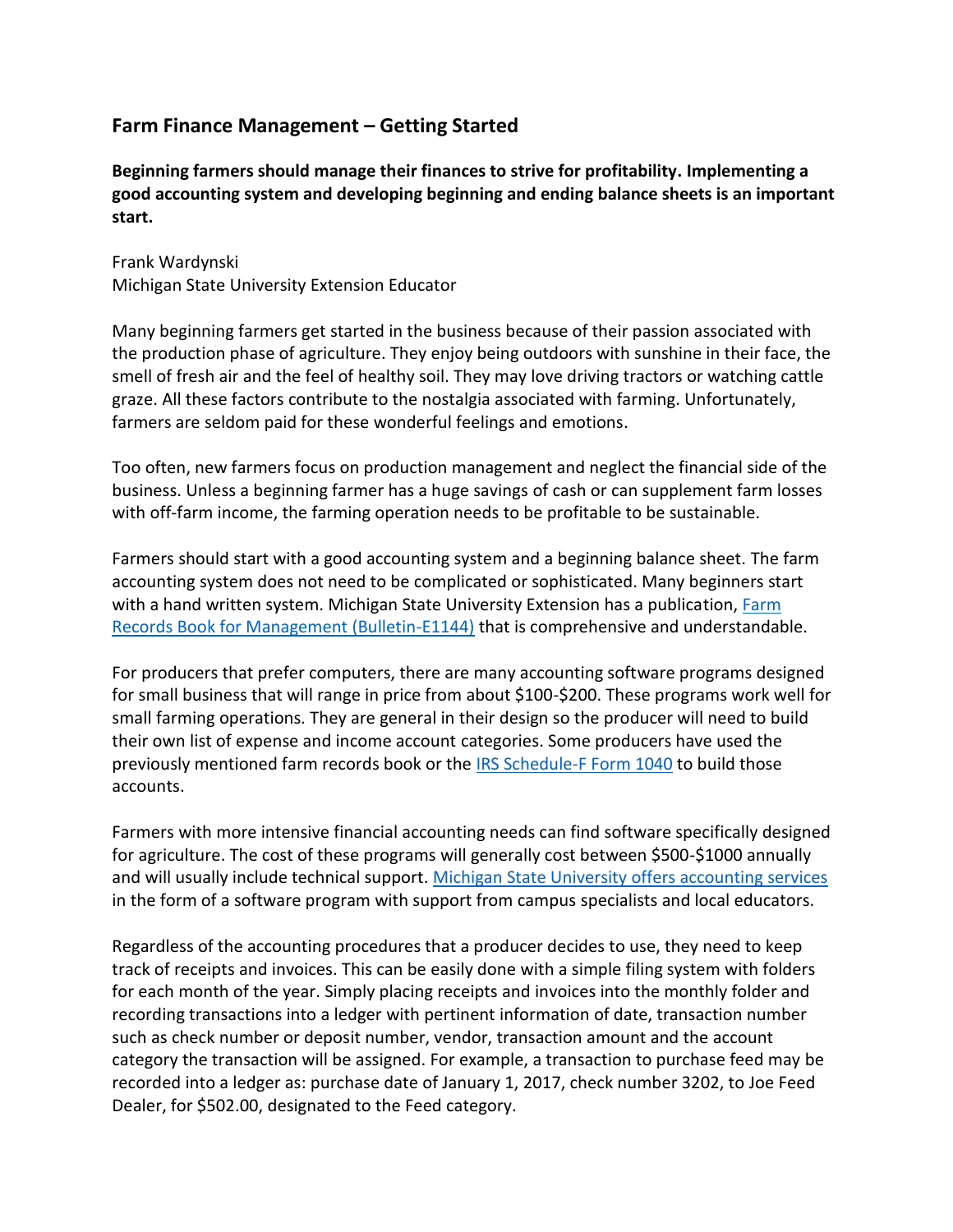## Farm Finance Management – Getting Started

**Beginning farmers should manage their finances to strive for profitability. Implementing a good accounting system and developing beginning and ending balance sheets is an important start.**

Frank Wardynski
Michigan State University Extension Educator

Many beginning farmers get started in the business because of their passion associated with the production phase of agriculture. They enjoy being outdoors with sunshine in their face, the smell of fresh air and the feel of healthy soil. They may love driving tractors or watching cattle graze. All these factors contribute to the nostalgia associated with farming. Unfortunately, farmers are seldom paid for these wonderful feelings and emotions.

Too often, new farmers focus on production management and neglect the financial side of the business. Unless a beginning farmer has a huge savings of cash or can supplement farm losses with off-farm income, the farming operation needs to be profitable to be sustainable.

Farmers should start with a good accounting system and a beginning balance sheet. The farm accounting system does not need to be complicated or sophisticated. Many beginners start with a hand written system. Michigan State University Extension has a publication, [Farm Records Book for Management (Bulletin-E1144)] that is comprehensive and understandable.

For producers that prefer computers, there are many accounting software programs designed for small business that will range in price from about $100-$200. These programs work well for small farming operations. They are general in their design so the producer will need to build their own list of expense and income account categories. Some producers have used the previously mentioned farm records book or the [IRS Schedule-F Form 1040] to build those accounts.

Farmers with more intensive financial accounting needs can find software specifically designed for agriculture. The cost of these programs will generally cost between $500-$1000 annually and will usually include technical support. [Michigan State University offers accounting services] in the form of a software program with support from campus specialists and local educators.

Regardless of the accounting procedures that a producer decides to use, they need to keep track of receipts and invoices. This can be easily done with a simple filing system with folders for each month of the year. Simply placing receipts and invoices into the monthly folder and recording transactions into a ledger with pertinent information of date, transaction number such as check number or deposit number, vendor, transaction amount and the account category the transaction will be assigned. For example, a transaction to purchase feed may be recorded into a ledger as: purchase date of January 1, 2017, check number 3202, to Joe Feed Dealer, for $502.00, designated to the Feed category.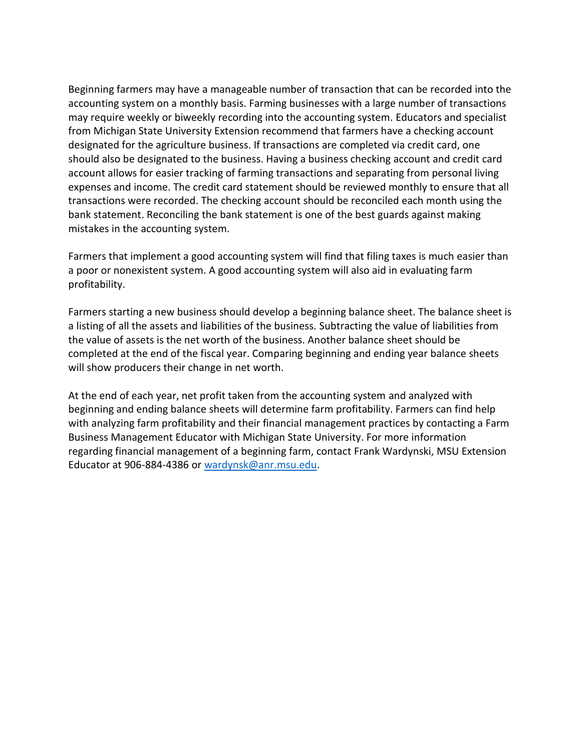Beginning farmers may have a manageable number of transaction that can be recorded into the accounting system on a monthly basis. Farming businesses with a large number of transactions may require weekly or biweekly recording into the accounting system. Educators and specialist from Michigan State University Extension recommend that farmers have a checking account designated for the agriculture business. If transactions are completed via credit card, one should also be designated to the business. Having a business checking account and credit card account allows for easier tracking of farming transactions and separating from personal living expenses and income. The credit card statement should be reviewed monthly to ensure that all transactions were recorded. The checking account should be reconciled each month using the bank statement. Reconciling the bank statement is one of the best guards against making mistakes in the accounting system.

Farmers that implement a good accounting system will find that filing taxes is much easier than a poor or nonexistent system. A good accounting system will also aid in evaluating farm profitability.

Farmers starting a new business should develop a beginning balance sheet. The balance sheet is a listing of all the assets and liabilities of the business. Subtracting the value of liabilities from the value of assets is the net worth of the business. Another balance sheet should be completed at the end of the fiscal year. Comparing beginning and ending year balance sheets will show producers their change in net worth.

At the end of each year, net profit taken from the accounting system and analyzed with beginning and ending balance sheets will determine farm profitability. Farmers can find help with analyzing farm profitability and their financial management practices by contacting a Farm Business Management Educator with Michigan State University. For more information regarding financial management of a beginning farm, contact Frank Wardynski, MSU Extension Educator at 906-884-4386 or [wardynsk@anr.msu.edu](mailto:wardynsk@anr.msu.edu).